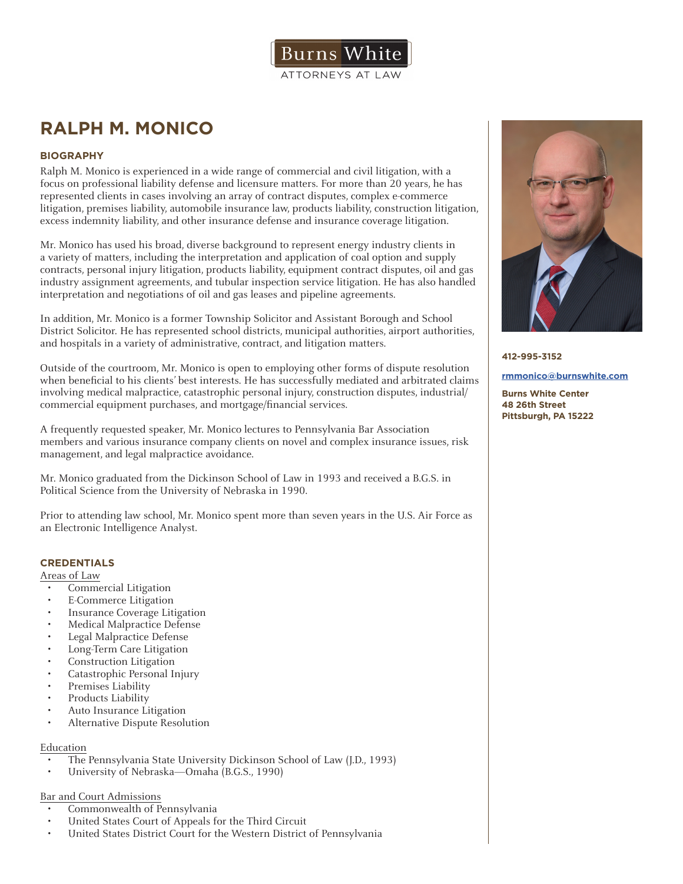Burns White
ATTORNEYS AT LAW

# RALPH M. MONICO

## BIOGRAPHY

Ralph M. Monico is experienced in a wide range of commercial and civil litigation, with a focus on professional liability defense and licensure matters. For more than 20 years, he has represented clients in cases involving an array of contract disputes, complex e-commerce litigation, premises liability, automobile insurance law, products liability, construction litigation, excess indemnity liability, and other insurance defense and insurance coverage litigation.

Mr. Monico has used his broad, diverse background to represent energy industry clients in a variety of matters, including the interpretation and application of coal option and supply contracts, personal injury litigation, products liability, equipment contract disputes, oil and gas industry assignment agreements, and tubular inspection service litigation. He has also handled interpretation and negotiations of oil and gas leases and pipeline agreements.

In addition, Mr. Monico is a former Township Solicitor and Assistant Borough and School District Solicitor. He has represented school districts, municipal authorities, airport authorities, and hospitals in a variety of administrative, contract, and litigation matters.

Outside of the courtroom, Mr. Monico is open to employing other forms of dispute resolution when beneficial to his clients' best interests. He has successfully mediated and arbitrated claims involving medical malpractice, catastrophic personal injury, construction disputes, industrial/commercial equipment purchases, and mortgage/financial services.

A frequently requested speaker, Mr. Monico lectures to Pennsylvania Bar Association members and various insurance company clients on novel and complex insurance issues, risk management, and legal malpractice avoidance.

Mr. Monico graduated from the Dickinson School of Law in 1993 and received a B.G.S. in Political Science from the University of Nebraska in 1990.

Prior to attending law school, Mr. Monico spent more than seven years in the U.S. Air Force as an Electronic Intelligence Analyst.

**412-995-3152**

**rmmonico@burnswhite.com**

**Burns White Center**
**48 26th Street**
**Pittsburgh, PA 15222**

## CREDENTIALS

Areas of Law

- Commercial Litigation
- E-Commerce Litigation
- Insurance Coverage Litigation
- Medical Malpractice Defense
- Legal Malpractice Defense
- Long-Term Care Litigation
- Construction Litigation
- Catastrophic Personal Injury
- Premises Liability
- Products Liability
- Auto Insurance Litigation
- Alternative Dispute Resolution

Education

- The Pennsylvania State University Dickinson School of Law (J.D., 1993)
- University of Nebraska—Omaha (B.G.S., 1990)

Bar and Court Admissions

- Commonwealth of Pennsylvania
- United States Court of Appeals for the Third Circuit
- United States District Court for the Western District of Pennsylvania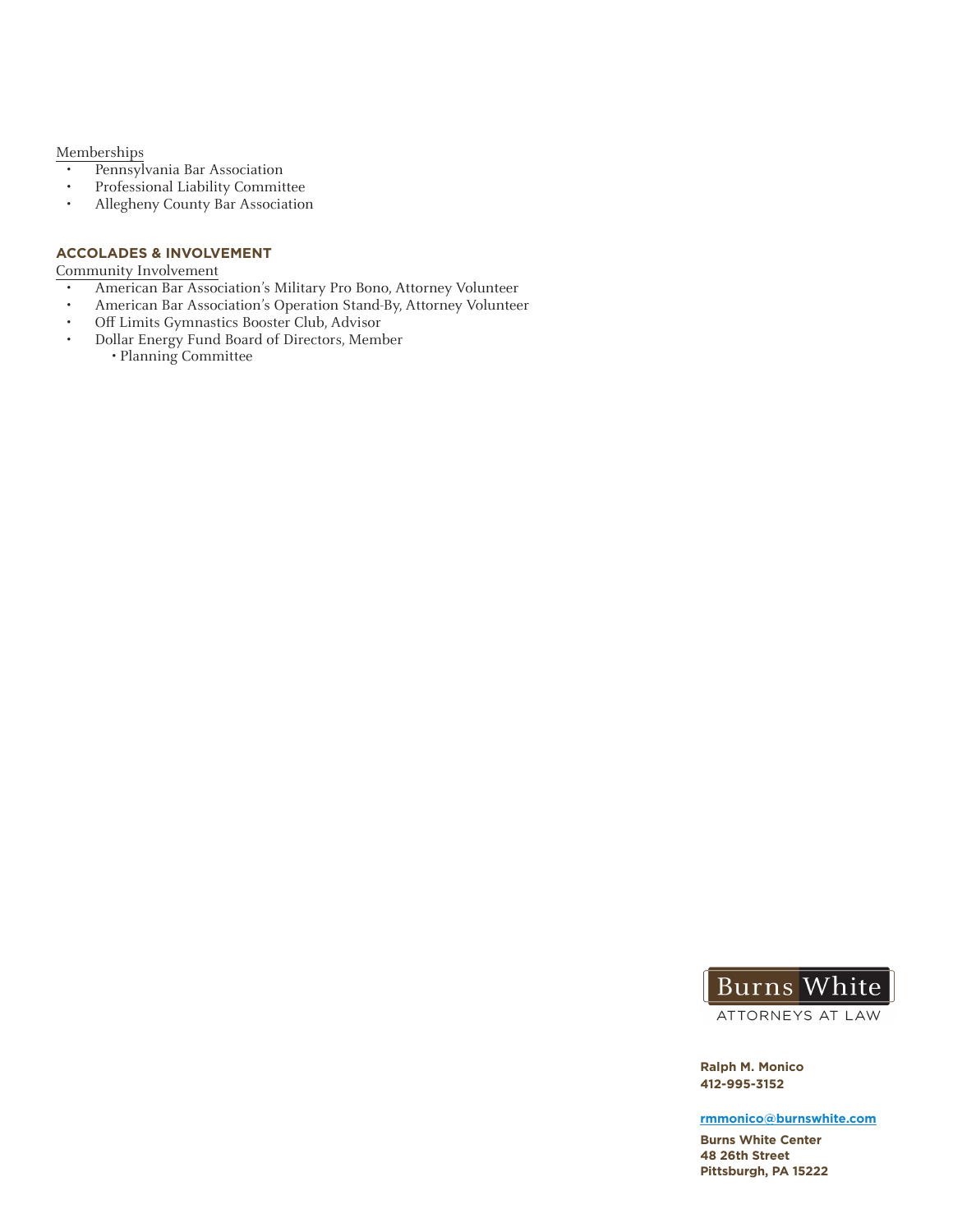Memberships

- Pennsylvania Bar Association
- Professional Liability Committee
- Allegheny County Bar Association

**ACCOLADES & INVOLVEMENT**

Community Involvement

- American Bar Association's Military Pro Bono, Attorney Volunteer
- American Bar Association's Operation Stand-By, Attorney Volunteer
- Off Limits Gymnastics Booster Club, Advisor
- Dollar Energy Fund Board of Directors, Member
  - Planning Committee

Burns White
ATTORNEYS AT LAW

**Ralph M. Monico**
**412-995-3152**

**rmmonico@burnswhite.com**

**Burns White Center**
**48 26th Street**
**Pittsburgh, PA 15222**